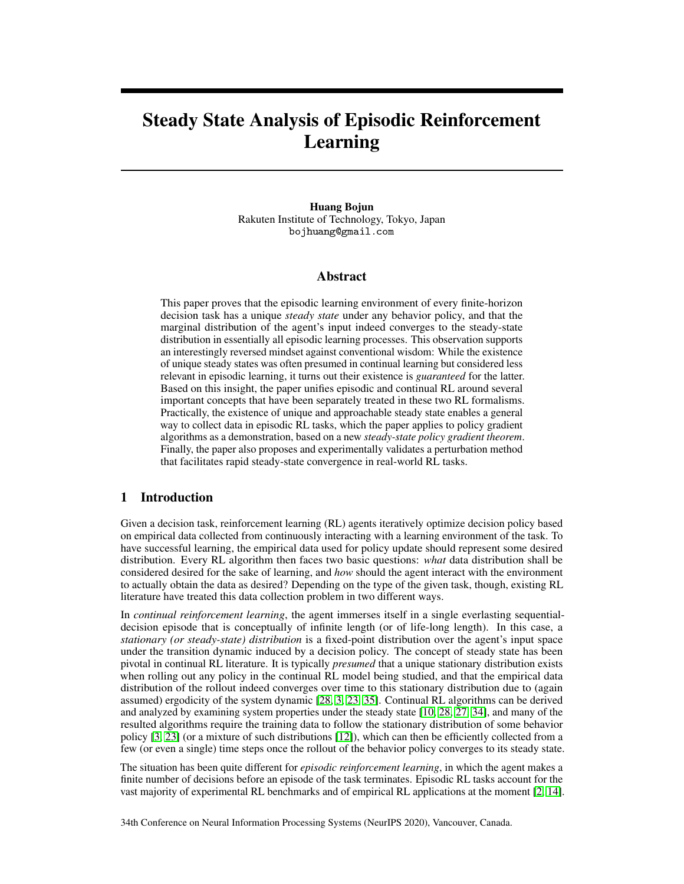# Steady State Analysis of Episodic Reinforcement Learning

**Huang Bojun**
Rakuten Institute of Technology, Tokyo, Japan
bojhuang@gmail.com

## Abstract

This paper proves that the episodic learning environment of every finite-horizon decision task has a unique *steady state* under any behavior policy, and that the marginal distribution of the agent's input indeed converges to the steady-state distribution in essentially all episodic learning processes. This observation supports an interestingly reversed mindset against conventional wisdom: While the existence of unique steady states was often presumed in continual learning but considered less relevant in episodic learning, it turns out their existence is *guaranteed* for the latter. Based on this insight, the paper unifies episodic and continual RL around several important concepts that have been separately treated in these two RL formalisms. Practically, the existence of unique and approachable steady state enables a general way to collect data in episodic RL tasks, which the paper applies to policy gradient algorithms as a demonstration, based on a new *steady-state policy gradient theorem*. Finally, the paper also proposes and experimentally validates a perturbation method that facilitates rapid steady-state convergence in real-world RL tasks.

## 1 Introduction

Given a decision task, reinforcement learning (RL) agents iteratively optimize decision policy based on empirical data collected from continuously interacting with a learning environment of the task. To have successful learning, the empirical data used for policy update should represent some desired distribution. Every RL algorithm then faces two basic questions: *what* data distribution shall be considered desired for the sake of learning, and *how* should the agent interact with the environment to actually obtain the data as desired? Depending on the type of the given task, though, existing RL literature have treated this data collection problem in two different ways.

In *continual reinforcement learning*, the agent immerses itself in a single everlasting sequential-decision episode that is conceptually of infinite length (or of life-long length). In this case, a *stationary (or steady-state) distribution* is a fixed-point distribution over the agent's input space under the transition dynamic induced by a decision policy. The concept of steady state has been pivotal in continual RL literature. It is typically *presumed* that a unique stationary distribution exists when rolling out any policy in the continual RL model being studied, and that the empirical data distribution of the rollout indeed converges over time to this stationary distribution due to (again assumed) ergodicity of the system dynamic [28, 3, 23, 35]. Continual RL algorithms can be derived and analyzed by examining system properties under the steady state [10, 28, 27, 34], and many of the resulted algorithms require the training data to follow the stationary distribution of some behavior policy [3, 23] (or a mixture of such distributions [12]), which can then be efficiently collected from a few (or even a single) time steps once the rollout of the behavior policy converges to its steady state.

The situation has been quite different for *episodic reinforcement learning*, in which the agent makes a finite number of decisions before an episode of the task terminates. Episodic RL tasks account for the vast majority of experimental RL benchmarks and of empirical RL applications at the moment [2, 14].

34th Conference on Neural Information Processing Systems (NeurIPS 2020), Vancouver, Canada.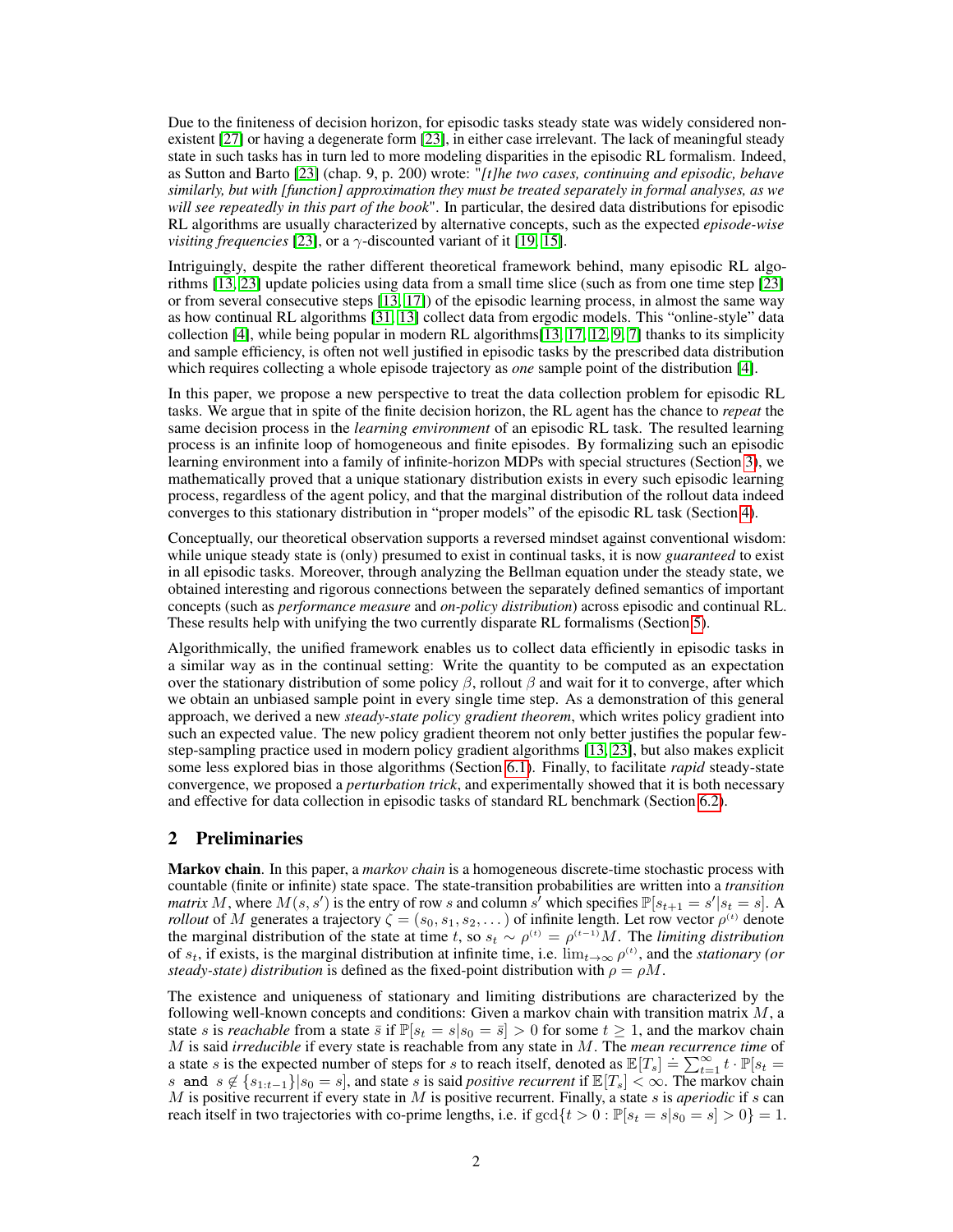Due to the finiteness of decision horizon, for episodic tasks steady state was widely considered non-existent [27] or having a degenerate form [23], in either case irrelevant. The lack of meaningful steady state in such tasks has in turn led to more modeling disparities in the episodic RL formalism. Indeed, as Sutton and Barto [23] (chap. 9, p. 200) wrote: "*[t]he two cases, continuing and episodic, behave similarly, but with [function] approximation they must be treated separately in formal analyses, as we will see repeatedly in this part of the book*". In particular, the desired data distributions for episodic RL algorithms are usually characterized by alternative concepts, such as the expected *episode-wise visiting frequencies* [23], or a $\gamma$-discounted variant of it [19, 15].

Intriguingly, despite the rather different theoretical framework behind, many episodic RL algorithms [13, 23] update policies using data from a small time slice (such as from one time step [23] or from several consecutive steps [13, 17]) of the episodic learning process, in almost the same way as how continual RL algorithms [31, 13] collect data from ergodic models. This "online-style" data collection [4], while being popular in modern RL algorithms[13, 17, 12, 9, 7] thanks to its simplicity and sample efficiency, is often not well justified in episodic tasks by the prescribed data distribution which requires collecting a whole episode trajectory as *one* sample point of the distribution [4].

In this paper, we propose a new perspective to treat the data collection problem for episodic RL tasks. We argue that in spite of the finite decision horizon, the RL agent has the chance to *repeat* the same decision process in the *learning environment* of an episodic RL task. The resulted learning process is an infinite loop of homogeneous and finite episodes. By formalizing such an episodic learning environment into a family of infinite-horizon MDPs with special structures (Section 3), we mathematically proved that a unique stationary distribution exists in every such episodic learning process, regardless of the agent policy, and that the marginal distribution of the rollout data indeed converges to this stationary distribution in "proper models" of the episodic RL task (Section 4).

Conceptually, our theoretical observation supports a reversed mindset against conventional wisdom: while unique steady state is (only) presumed to exist in continual tasks, it is now *guaranteed* to exist in all episodic tasks. Moreover, through analyzing the Bellman equation under the steady state, we obtained interesting and rigorous connections between the separately defined semantics of important concepts (such as *performance measure* and *on-policy distribution*) across episodic and continual RL. These results help with unifying the two currently disparate RL formalisms (Section 5).

Algorithmically, the unified framework enables us to collect data efficiently in episodic tasks in a similar way as in the continual setting: Write the quantity to be computed as an expectation over the stationary distribution of some policy $\beta$, rollout $\beta$ and wait for it to converge, after which we obtain an unbiased sample point in every single time step. As a demonstration of this general approach, we derived a new *steady-state policy gradient theorem*, which writes policy gradient into such an expected value. The new policy gradient theorem not only better justifies the popular few-step-sampling practice used in modern policy gradient algorithms [13, 23], but also makes explicit some less explored bias in those algorithms (Section 6.1). Finally, to facilitate *rapid* steady-state convergence, we proposed a *perturbation trick*, and experimentally showed that it is both necessary and effective for data collection in episodic tasks of standard RL benchmark (Section 6.2).

## 2 Preliminaries

**Markov chain**. In this paper, a *markov chain* is a homogeneous discrete-time stochastic process with countable (finite or infinite) state space. The state-transition probabilities are written into a *transition matrix* $M$, where $M(s, s')$ is the entry of row $s$ and column $s'$ which specifies $\mathbb{P}[s_{t+1} = s'|s_t = s]$. A *rollout* of $M$ generates a trajectory $\zeta = (s_0, s_1, s_2, \dots)$ of infinite length. Let row vector $\rho^{(t)}$ denote the marginal distribution of the state at time $t$, so $s_t \sim \rho^{(t)} = \rho^{(t-1)}M$. The *limiting distribution* of $s_t$, if exists, is the marginal distribution at infinite time, i.e. $\lim_{t\to\infty} \rho^{(t)}$, and the *stationary (or steady-state) distribution* is defined as the fixed-point distribution with $\rho = \rho M$.

The existence and uniqueness of stationary and limiting distributions are characterized by the following well-known concepts and conditions: Given a markov chain with transition matrix $M$, a state $s$ is *reachable* from a state $\bar{s}$ if $\mathbb{P}[s_t = s|s_0 = \bar{s}] > 0$ for some $t \geq 1$, and the markov chain $M$ is said *irreducible* if every state is reachable from any state in $M$. The *mean recurrence time* of a state $s$ is the expected number of steps for $s$ to reach itself, denoted as $\mathbb{E}[T_s] \doteq \sum_{t=1}^{\infty} t \cdot \mathbb{P}[s_t = s \text{ and } s \notin \{s_{1:t-1}\}|s_0 = s]$, and state $s$ is said *positive recurrent* if $\mathbb{E}[T_s] < \infty$. The markov chain $M$ is positive recurrent if every state in $M$ is positive recurrent. Finally, a state $s$ is *aperiodic* if $s$ can reach itself in two trajectories with co-prime lengths, i.e. if $\gcd\{t > 0 : \mathbb{P}[s_t = s|s_0 = s] > 0\} = 1$.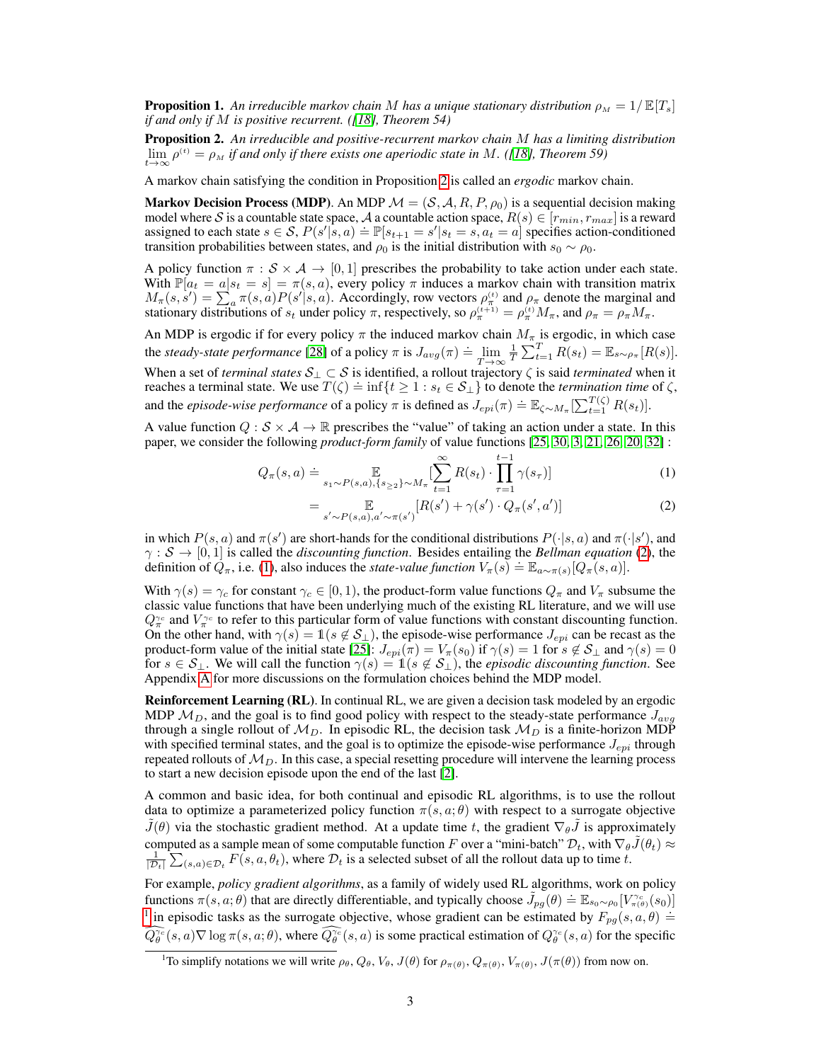**Proposition 1.** *An irreducible markov chain $M$ has a unique stationary distribution $\rho_M = 1/\mathbb{E}[T_s]$ if and only if $M$ is positive recurrent. ([18], Theorem 54)*

**Proposition 2.** *An irreducible and positive-recurrent markov chain $M$ has a limiting distribution $\lim_{t\to\infty} \rho^{(t)} = \rho_M$ if and only if there exists one aperiodic state in $M$. ([18], Theorem 59)*

A markov chain satisfying the condition in Proposition 2 is called an *ergodic* markov chain.

**Markov Decision Process (MDP).** An MDP $\mathcal{M} = (\mathcal{S}, \mathcal{A}, R, P, \rho_0)$ is a sequential decision making model where $\mathcal{S}$ is a countable state space, $\mathcal{A}$ a countable action space, $R(s) \in [r_{min}, r_{max}]$ is a reward assigned to each state $s \in \mathcal{S}$, $P(s'|s,a) \doteq \mathbb{P}[s_{t+1} = s'|s_t = s, a_t = a]$ specifies action-conditioned transition probabilities between states, and $\rho_0$ is the initial distribution with $s_0 \sim \rho_0$.

A policy function $\pi : \mathcal{S} \times \mathcal{A} \to [0,1]$ prescribes the probability to take action under each state. With $\mathbb{P}[a_t = a|s_t = s] = \pi(s,a)$, every policy $\pi$ induces a markov chain with transition matrix $M_\pi(s,s') = \sum_a \pi(s,a)P(s'|s,a)$. Accordingly, row vectors $\rho_\pi^{(t)}$ and $\rho_\pi$ denote the marginal and stationary distributions of $s_t$ under policy $\pi$, respectively, so $\rho_\pi^{(t+1)} = \rho_\pi^{(t)} M_\pi$, and $\rho_\pi = \rho_\pi M_\pi$.

An MDP is ergodic if for every policy $\pi$ the induced markov chain $M_\pi$ is ergodic, in which case the *steady-state performance* [28] of a policy $\pi$ is $J_{avg}(\pi) \doteq \lim_{T\to\infty} \frac{1}{T}\sum_{t=1}^{T} R(s_t) = \mathbb{E}_{s\sim\rho_\pi}[R(s)]$. When a set of *terminal states* $\mathcal{S}_\perp \subset \mathcal{S}$ is identified, a rollout trajectory $\zeta$ is said *terminated* when it reaches a terminal state. We use $T(\zeta) \doteq \inf\{t \geq 1 : s_t \in \mathcal{S}_\perp\}$ to denote the *termination time* of $\zeta$, and the *episode-wise performance* of a policy $\pi$ is defined as $J_{epi}(\pi) \doteq \mathbb{E}_{\zeta\sim M_\pi}[\sum_{t=1}^{T(\zeta)} R(s_t)]$.

A value function $Q : \mathcal{S} \times \mathcal{A} \to \mathbb{R}$ prescribes the "value" of taking an action under a state. In this paper, we consider the following *product-form family* of value functions [25, 30, 3, 21, 26, 20, 32] :

$$Q_\pi(s,a) \doteq \mathop{\mathbb{E}}_{s_1\sim P(s,a),\{s_{\geq 2}\}\sim M_\pi}\Big[\sum_{t=1}^{\infty} R(s_t) \cdot \prod_{\tau=1}^{t-1} \gamma(s_\tau)\Big] \tag{1}$$

$$= \mathop{\mathbb{E}}_{s'\sim P(s,a),a'\sim\pi(s')}\big[R(s') + \gamma(s') \cdot Q_\pi(s',a')\big] \tag{2}$$

in which $P(s,a)$ and $\pi(s')$ are short-hands for the conditional distributions $P(\cdot|s,a)$ and $\pi(\cdot|s')$, and $\gamma : \mathcal{S} \to [0,1]$ is called the *discounting function*. Besides entailing the *Bellman equation* (2), the definition of $Q_\pi$, i.e. (1), also induces the *state-value function* $V_\pi(s) \doteq \mathbb{E}_{a\sim\pi(s)}[Q_\pi(s,a)]$.

With $\gamma(s) = \gamma_c$ for constant $\gamma_c \in [0,1)$, the product-form value functions $Q_\pi$ and $V_\pi$ subsume the classic value functions that have been underlying much of the existing RL literature, and we will use $Q_\pi^{\gamma_c}$ and $V_\pi^{\gamma_c}$ to refer to this particular form of value functions with constant discounting function. On the other hand, with $\gamma(s) = \mathbb{1}(s \notin \mathcal{S}_\perp)$, the episode-wise performance $J_{epi}$ can be recast as the product-form value of the initial state [25]: $J_{epi}(\pi) = V_\pi(s_0)$ if $\gamma(s) = 1$ for $s \notin \mathcal{S}_\perp$ and $\gamma(s) = 0$ for $s \in \mathcal{S}_\perp$. We will call the function $\gamma(s) = \mathbb{1}(s \notin \mathcal{S}_\perp)$, the *episodic discounting function*. See Appendix A for more discussions on the formulation choices behind the MDP model.

**Reinforcement Learning (RL).** In continual RL, we are given a decision task modeled by an ergodic MDP $\mathcal{M}_D$, and the goal is to find good policy with respect to the steady-state performance $J_{avg}$ through a single rollout of $\mathcal{M}_D$. In episodic RL, the decision task $\mathcal{M}_D$ is a finite-horizon MDP with specified terminal states, and the goal is to optimize the episode-wise performance $J_{epi}$ through repeated rollouts of $\mathcal{M}_D$. In this case, a special resetting procedure will intervene the learning process to start a new decision episode upon the end of the last [2].

A common and basic idea, for both continual and episodic RL algorithms, is to use the rollout data to optimize a parameterized policy function $\pi(s,a;\theta)$ with respect to a surrogate objective $\tilde{J}(\theta)$ via the stochastic gradient method. At a update time $t$, the gradient $\nabla_\theta \tilde{J}$ is approximately computed as a sample mean of some computable function $F$ over a "mini-batch" $\mathcal{D}_t$, with $\nabla_\theta \tilde{J}(\theta_t) \approx \frac{1}{|\mathcal{D}_t|}\sum_{(s,a)\in\mathcal{D}_t} F(s,a,\theta_t)$, where $\mathcal{D}_t$ is a selected subset of all the rollout data up to time $t$.

For example, *policy gradient algorithms*, as a family of widely used RL algorithms, work on policy functions $\pi(s,a;\theta)$ that are directly differentiable, and typically choose $\tilde{J}_{pg}(\theta) \doteq \mathbb{E}_{s_0\sim\rho_0}[V_{\pi(\theta)}^{\gamma_c}(s_0)]$ [1] in episodic tasks as the surrogate objective, whose gradient can be estimated by $F_{pg}(s,a,\theta) \doteq \widehat{Q_\theta^{\gamma_c}}(s,a)\nabla \log \pi(s,a;\theta)$, where $\widehat{Q_\theta^{\gamma_c}}(s,a)$ is some practical estimation of $Q_\theta^{\gamma_c}(s,a)$ for the specific

[1] To simplify notations we will write $\rho_\theta, Q_\theta, V_\theta, J(\theta)$ for $\rho_{\pi(\theta)}, Q_{\pi(\theta)}, V_{\pi(\theta)}, J(\pi(\theta))$ from now on.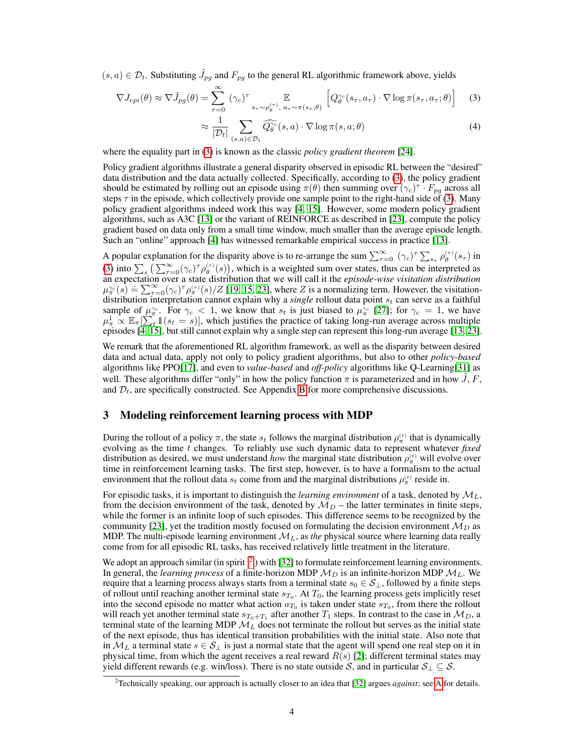$(s, a) \in \mathcal{D}_t$. Substituting $\tilde{J}_{pg}$ and $F_{pg}$ to the general RL algorithmic framework above, yields

$$\nabla J_{epi}(\theta) \approx \nabla \tilde{J}_{pg}(\theta) = \sum_{\tau=0}^{\infty} (\gamma_c)^\tau \mathop{\mathbb{E}}_{s_\tau \sim \rho_\theta^{(\tau)},\, a_\tau \sim \pi(s_\tau;\theta)} \left[ Q_\theta^{\gamma_c}(s_\tau, a_\tau) \cdot \nabla \log \pi(s_\tau, a_\tau; \theta) \right] \quad (3)$$

$$\approx \frac{1}{|\mathcal{D}_t|} \sum_{(s,a) \in \mathcal{D}_t} \widehat{Q_\theta^{\gamma_c}}(s, a) \cdot \nabla \log \pi(s, a; \theta) \quad (4)$$

where the equality part in (3) is known as the classic *policy gradient theorem* [24].

Policy gradient algorithms illustrate a general disparity observed in episodic RL between the "desired" data distribution and the data actually collected. Specifically, according to (3), the policy gradient should be estimated by rolling out an episode using $\pi(\theta)$ then summing over $(\gamma_c)^\tau \cdot F_{pg}$ across all steps $\tau$ in the episode, which collectively provide one sample point to the right-hand side of (3). Many policy gradient algorithms indeed work this way [4, 15]. However, some modern policy gradient algorithms, such as A3C [13] or the variant of REINFORCE as described in [23], compute the policy gradient based on data only from a small time window, much smaller than the average episode length. Such an "online" approach [4] has witnessed remarkable empirical success in practice [13].

A popular explanation for the disparity above is to re-arrange the sum $\sum_{\tau=0}^{\infty} (\gamma_c)^\tau \sum_{s_\tau} \rho_\theta^{(\tau)}(s_\tau)$ in (3) into $\sum_s \left( \sum_{\tau=0}^{\infty} (\gamma_c)^\tau \rho_\theta^{(\tau)}(s) \right)$, which is a weighted sum over states, thus can be interpreted as an expectation over a state distribution that we will call it the *episode-wise visitation distribution* $\mu_\pi^{\gamma_c}(s) \doteq \sum_{\tau=0}^{\infty} (\gamma_c)^\tau \rho_\pi^{(\tau)}(s)/Z$ [19, 15, 23], where $Z$ is a normalizing term. However, the visitation-distribution interpretation cannot explain why a *single* rollout data point $s_t$ can serve as a faithful sample of $\mu_\pi^{\gamma_c}$. For $\gamma_c < 1$, we know that $s_t$ is just biased to $\mu_\pi^{\gamma_c}$ [27]; for $\gamma_c = 1$, we have $\mu_\pi^1 \propto \mathbb{E}_\pi[\sum_t \mathbb{1}(s_t = s)]$, which justifies the practice of taking long-run average across multiple episodes [4, 15], but still cannot explain why a single step can represent this long-run average [13, 23].

We remark that the aforementioned RL algorithm framework, as well as the disparity between desired data and actual data, apply not only to policy gradient algorithms, but also to other *policy-based* algorithms like PPO[17], and even to *value-based* and *off-policy* algorithms like Q-Learning[31] as well. These algorithms differ "only" in how the policy function $\pi$ is parameterized and in how $\tilde{J}$, $F$, and $\mathcal{D}_t$, are specifically constructed. See Appendix B for more comprehensive discussions.

## 3 Modeling reinforcement learning process with MDP

During the rollout of a policy $\pi$, the state $s_t$ follows the marginal distribution $\rho_\pi^{(t)}$ that is dynamically evolving as the time $t$ changes. To reliably use such dynamic data to represent whatever *fixed* distribution as desired, we must understand *how* the marginal state distribution $\rho_\pi^{(t)}$ will evolve over time in reinforcement learning tasks. The first step, however, is to have a formalism to the actual environment that the rollout data $s_t$ come from and the marginal distributions $\rho_\pi^{(t)}$ reside in.

For episodic tasks, it is important to distinguish the *learning environment* of a task, denoted by $\mathcal{M}_L$, from the decision environment of the task, denoted by $\mathcal{M}_D$ – the latter terminates in finite steps, while the former is an infinite loop of such episodes. This difference seems to be recognized by the community [23], yet the tradition mostly focused on formulating the decision environment $\mathcal{M}_D$ as MDP. The multi-episode learning environment $\mathcal{M}_L$, as *the* physical source where learning data really come from for all episodic RL tasks, has received relatively little treatment in the literature.

We adopt an approach similar (in spirit [2]) with [32] to formulate reinforcement learning environments. In general, the *learning process* of a finite-horizon MDP $\mathcal{M}_D$ is an infinite-horizon MDP $\mathcal{M}_L$. We require that a learning process always starts from a terminal state $s_0 \in \mathcal{S}_\perp$, followed by a finite steps of rollout until reaching another terminal state $s_{T_0}$. At $T_0$, the learning process gets implicitly reset into the second episode no matter what action $a_{T_0}$ is taken under state $s_{T_0}$, from there the rollout will reach yet another terminal state $s_{T_0+T_1}$ after another $T_1$ steps. In contrast to the case in $\mathcal{M}_D$, a terminal state of the learning MDP $\mathcal{M}_L$ does not terminate the rollout but serves as the initial state of the next episode, thus has identical transition probabilities with the initial state. Also note that in $\mathcal{M}_L$ a terminal state $s \in \mathcal{S}_\perp$ is just a normal state that the agent will spend one real step on it in physical time, from which the agent receives a real reward $R(s)$ [2]; different terminal states may yield different rewards (e.g. win/loss). There is no state outside $\mathcal{S}$, and in particular $\mathcal{S}_\perp \subseteq \mathcal{S}$.

[2] Technically speaking, our approach is actually closer to an idea that [32] argues *against*; see A for details.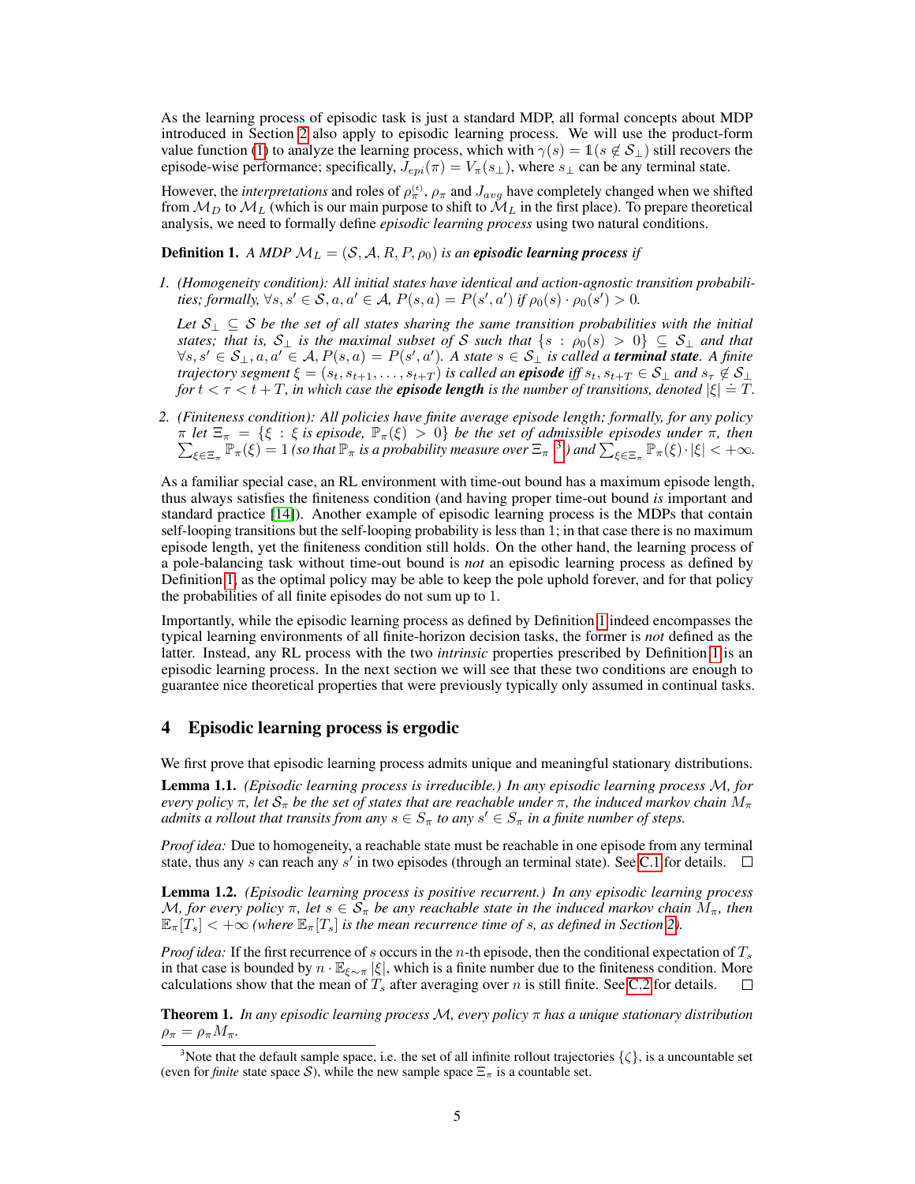As the learning process of episodic task is just a standard MDP, all formal concepts about MDP introduced in Section 2 also apply to episodic learning process. We will use the product-form value function (1) to analyze the learning process, which with $\gamma(s) = \mathbb{1}(s \notin \mathcal{S}_\perp)$ still recovers the episode-wise performance; specifically, $J_{epi}(\pi) = V_\pi(s_\perp)$, where $s_\perp$ can be any terminal state.

However, the *interpretations* and roles of $\rho_\pi^{(t)}$, $\rho_\pi$ and $J_{avg}$ have completely changed when we shifted from $\mathcal{M}_D$ to $\mathcal{M}_L$ (which is our main purpose to shift to $\mathcal{M}_L$ in the first place). To prepare theoretical analysis, we need to formally define *episodic learning process* using two natural conditions.

**Definition 1.** *A MDP $\mathcal{M}_L = (\mathcal{S}, \mathcal{A}, R, P, \rho_0)$ is an **episodic learning process** if*

1. *(Homogeneity condition): All initial states have identical and action-agnostic transition probabilities; formally, $\forall s, s' \in \mathcal{S}, a, a' \in \mathcal{A}$, $P(s, a) = P(s', a')$ if $\rho_0(s) \cdot \rho_0(s') > 0$.*

   *Let $\mathcal{S}_\perp \subseteq \mathcal{S}$ be the set of all states sharing the same transition probabilities with the initial states; that is, $\mathcal{S}_\perp$ is the maximal subset of $\mathcal{S}$ such that $\{s : \rho_0(s) > 0\} \subseteq \mathcal{S}_\perp$ and that $\forall s, s' \in \mathcal{S}_\perp, a, a' \in \mathcal{A}, P(s, a) = P(s', a')$. A state $s \in \mathcal{S}_\perp$ is called a **terminal state**. A finite trajectory segment $\xi = (s_t, s_{t+1}, \ldots, s_{t+T})$ is called an **episode** iff $s_t, s_{t+T} \in \mathcal{S}_\perp$ and $s_\tau \notin \mathcal{S}_\perp$ for $t < \tau < t + T$, in which case the **episode length** is the number of transitions, denoted $|\xi| \doteq T$.*

2. *(Finiteness condition): All policies have finite average episode length; formally, for any policy $\pi$ let $\Xi_\pi = \{\xi : \xi \text{ is episode}, \mathbb{P}_\pi(\xi) > 0\}$ be the set of admissible episodes under $\pi$, then $\sum_{\xi \in \Xi_\pi} \mathbb{P}_\pi(\xi) = 1$ (so that $\mathbb{P}_\pi$ is a probability measure over $\Xi_\pi$ [3]) and $\sum_{\xi \in \Xi_\pi} \mathbb{P}_\pi(\xi) \cdot |\xi| < +\infty$.*

As a familiar special case, an RL environment with time-out bound has a maximum episode length, thus always satisfies the finiteness condition (and having proper time-out bound *is* important and standard practice [14]). Another example of episodic learning process is the MDPs that contain self-looping transitions but the self-looping probability is less than 1; in that case there is no maximum episode length, yet the finiteness condition still holds. On the other hand, the learning process of a pole-balancing task without time-out bound is *not* an episodic learning process as defined by Definition 1, as the optimal policy may be able to keep the pole uphold forever, and for that policy the probabilities of all finite episodes do not sum up to 1.

Importantly, while the episodic learning process as defined by Definition 1 indeed encompasses the typical learning environments of all finite-horizon decision tasks, the former is *not* defined as the latter. Instead, any RL process with the two *intrinsic* properties prescribed by Definition 1 is an episodic learning process. In the next section we will see that these two conditions are enough to guarantee nice theoretical properties that were previously typically only assumed in continual tasks.

## 4 Episodic learning process is ergodic

We first prove that episodic learning process admits unique and meaningful stationary distributions.

**Lemma 1.1.** *(Episodic learning process is irreducible.) In any episodic learning process $\mathcal{M}$, for every policy $\pi$, let $\mathcal{S}_\pi$ be the set of states that are reachable under $\pi$, the induced markov chain $M_\pi$ admits a rollout that transits from any $s \in S_\pi$ to any $s' \in S_\pi$ in a finite number of steps.*

*Proof idea:* Due to homogeneity, a reachable state must be reachable in one episode from any terminal state, thus any $s$ can reach any $s'$ in two episodes (through an terminal state). See C.1 for details. □

**Lemma 1.2.** *(Episodic learning process is positive recurrent.) In any episodic learning process $\mathcal{M}$, for every policy $\pi$, let $s \in \mathcal{S}_\pi$ be any reachable state in the induced markov chain $M_\pi$, then $\mathbb{E}_\pi[T_s] < +\infty$ (where $\mathbb{E}_\pi[T_s]$ is the mean recurrence time of $s$, as defined in Section 2).*

*Proof idea:* If the first recurrence of $s$ occurs in the $n$-th episode, then the conditional expectation of $T_s$ in that case is bounded by $n \cdot \mathbb{E}_{\xi \sim \pi} |\xi|$, which is a finite number due to the finiteness condition. More calculations show that the mean of $T_s$ after averaging over $n$ is still finite. See C.2 for details. □

**Theorem 1.** *In any episodic learning process $\mathcal{M}$, every policy $\pi$ has a unique stationary distribution $\rho_\pi = \rho_\pi M_\pi$.*

[3] Note that the default sample space, i.e. the set of all infinite rollout trajectories $\{\zeta\}$, is a uncountable set (even for *finite* state space $\mathcal{S}$), while the new sample space $\Xi_\pi$ is a countable set.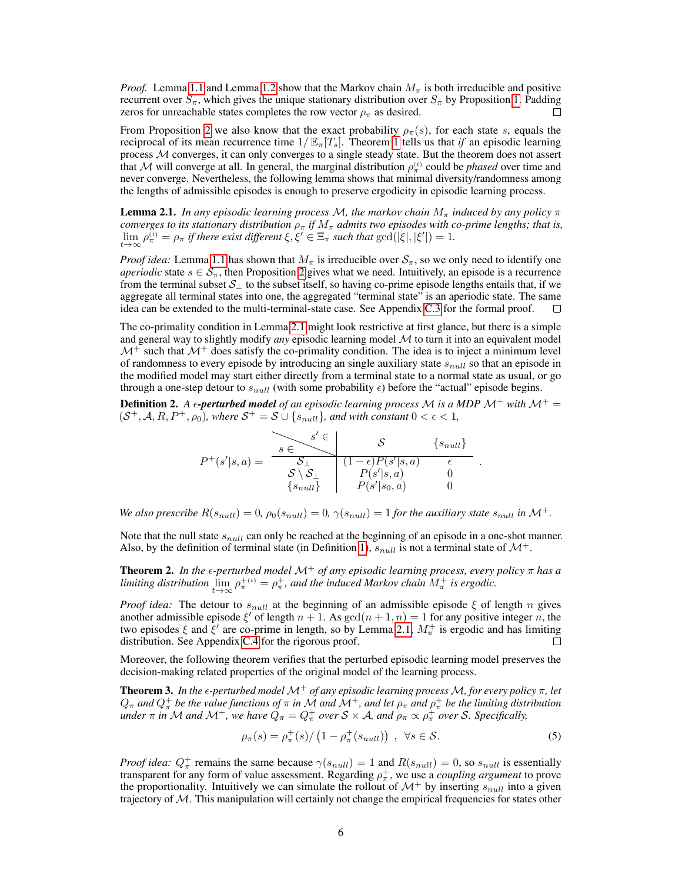*Proof.* Lemma 1.1 and Lemma 1.2 show that the Markov chain $M_\pi$ is both irreducible and positive recurrent over $\mathcal{S}_\pi$, which gives the unique stationary distribution over $\mathcal{S}_\pi$ by Proposition 1. Padding zeros for unreachable states completes the row vector $\rho_\pi$ as desired. □

From Proposition 2 we also know that the exact probability $\rho_\pi(s)$, for each state $s$, equals the reciprocal of its mean recurrence time $1/\mathbb{E}_\pi[T_s]$. Theorem 1 tells us that *if* an episodic learning process $\mathcal{M}$ converges, it can only converges to a single steady state. But the theorem does not assert that $\mathcal{M}$ will converge at all. In general, the marginal distribution $\rho_\pi^{(t)}$ could be *phased* over time and never converge. Nevertheless, the following lemma shows that minimal diversity/randomness among the lengths of admissible episodes is enough to preserve ergodicity in episodic learning process.

**Lemma 2.1.** *In any episodic learning process $\mathcal{M}$, the markov chain $M_\pi$ induced by any policy $\pi$ converges to its stationary distribution $\rho_\pi$ if $M_\pi$ admits two episodes with co-prime lengths; that is, $\lim_{t\to\infty} \rho_\pi^{(t)} = \rho_\pi$ if there exist different $\xi, \xi' \in \Xi_\pi$ such that $\gcd(|\xi|, |\xi'|) = 1$.*

*Proof idea:* Lemma 1.1 has shown that $M_\pi$ is irreducible over $\mathcal{S}_\pi$, so we only need to identify one *aperiodic* state $s \in \mathcal{S}_\pi$, then Proposition 2 gives what we need. Intuitively, an episode is a recurrence from the terminal subset $\mathcal{S}_\perp$ to the subset itself, so having co-prime episode lengths entails that, if we aggregate all terminal states into one, the aggregated "terminal state" is an aperiodic state. The same idea can be extended to the multi-terminal-state case. See Appendix C.3 for the formal proof. □

The co-primality condition in Lemma 2.1 might look restrictive at first glance, but there is a simple and general way to slightly modify *any* episodic learning model $\mathcal{M}$ to turn it into an equivalent model $\mathcal{M}^+$ such that $\mathcal{M}^+$ does satisfy the co-primality condition. The idea is to inject a minimum level of randomness to every episode by introducing an single auxiliary state $s_{null}$ so that an episode in the modified model may start either directly from a terminal state to a normal state as usual, or go through a one-step detour to $s_{null}$ (with some probability $\epsilon$) before the "actual" episode begins.

**Definition 2.** *A **$\epsilon$-perturbed model** of an episodic learning process $\mathcal{M}$ is a MDP $\mathcal{M}^+$ with $\mathcal{M}^+ = (\mathcal{S}^+, \mathcal{A}, R, P^+, \rho_0)$, where $\mathcal{S}^+ = \mathcal{S} \cup \{s_{null}\}$, and with constant $0 < \epsilon < 1$,*

$$
P^+(s'|s,a) = 
\begin{array}{c|cc}
 s \in \;\backslash\; s' \in & \mathcal{S} & \{s_{null}\} \\
\hline
\mathcal{S}_\perp & (1-\epsilon)P(s'|s,a) & \epsilon \\
\mathcal{S}\setminus\mathcal{S}_\perp & P(s'|s,a) & 0 \\
\{s_{null}\} & P(s'|s_0,a) & 0
\end{array}
\;.
$$

*We also prescribe $R(s_{null}) = 0$, $\rho_0(s_{null}) = 0$, $\gamma(s_{null}) = 1$ for the auxiliary state $s_{null}$ in $\mathcal{M}^+$.*

Note that the null state $s_{null}$ can only be reached at the beginning of an episode in a one-shot manner. Also, by the definition of terminal state (in Definition 1), $s_{null}$ is not a terminal state of $\mathcal{M}^+$.

**Theorem 2.** *In the $\epsilon$-perturbed model $\mathcal{M}^+$ of any episodic learning process, every policy $\pi$ has a limiting distribution $\lim_{t\to\infty} \rho_\pi^{+(t)} = \rho_\pi^+$, and the induced Markov chain $M_\pi^+$ is ergodic.*

*Proof idea:* The detour to $s_{null}$ at the beginning of an admissible episode $\xi$ of length $n$ gives another admissible episode $\xi'$ of length $n+1$. As $\gcd(n+1, n) = 1$ for any positive integer $n$, the two episodes $\xi$ and $\xi'$ are co-prime in length, so by Lemma 2.1, $M_\pi^+$ is ergodic and has limiting distribution. See Appendix C.4 for the rigorous proof. □

Moreover, the following theorem verifies that the perturbed episodic learning model preserves the decision-making related properties of the original model of the learning process.

**Theorem 3.** *In the $\epsilon$-perturbed model $\mathcal{M}^+$ of any episodic learning process $\mathcal{M}$, for every policy $\pi$, let $Q_\pi$ and $Q_\pi^+$ be the value functions of $\pi$ in $\mathcal{M}$ and $\mathcal{M}^+$, and let $\rho_\pi$ and $\rho_\pi^+$ be the limiting distribution under $\pi$ in $\mathcal{M}$ and $\mathcal{M}^+$, we have $Q_\pi = Q_\pi^+$ over $\mathcal{S} \times \mathcal{A}$, and $\rho_\pi \propto \rho_\pi^+$ over $\mathcal{S}$. Specifically,*

$$
\rho_\pi(s) = \rho_\pi^+(s) / \left(1 - \rho_\pi^+(s_{null})\right) \;, \quad \forall s \in \mathcal{S}. \tag{5}
$$

*Proof idea:* $Q_\pi^+$ remains the same because $\gamma(s_{null}) = 1$ and $R(s_{null}) = 0$, so $s_{null}$ is essentially transparent for any form of value assessment. Regarding $\rho_\pi^+$, we use a *coupling argument* to prove the proportionality. Intuitively we can simulate the rollout of $\mathcal{M}^+$ by inserting $s_{null}$ into a given trajectory of $\mathcal{M}$. This manipulation will certainly not change the empirical frequencies for states other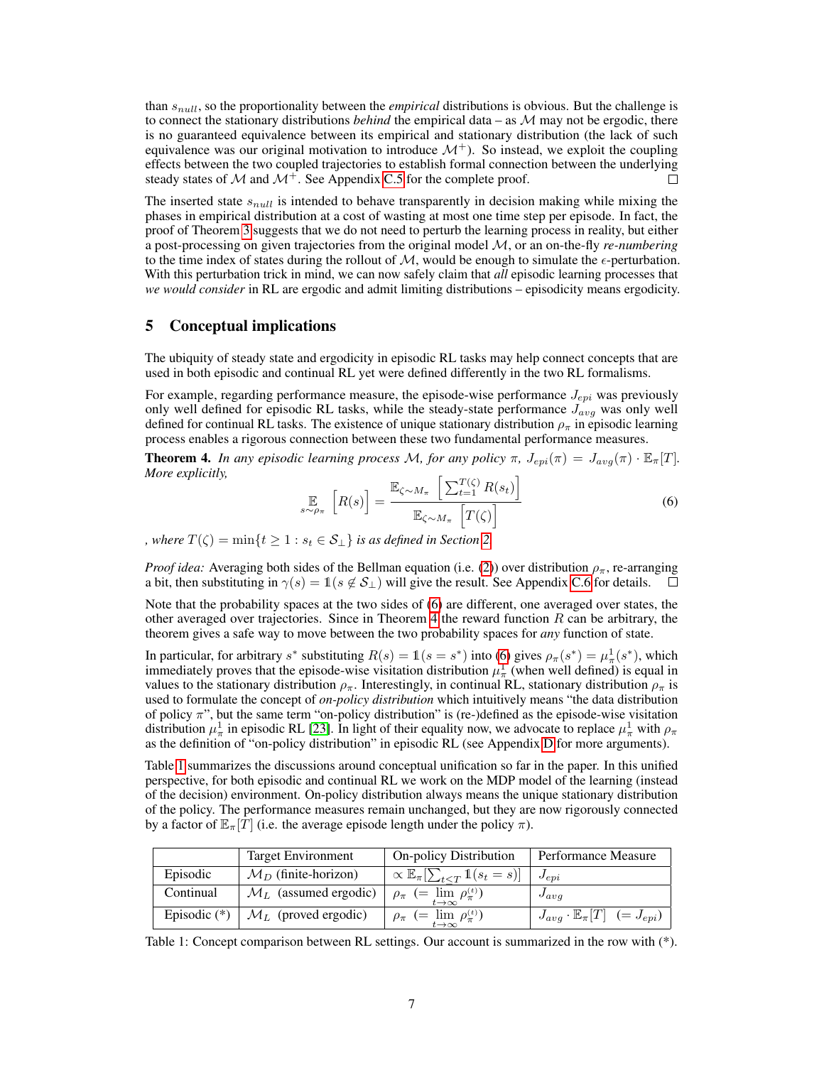than $s_{null}$, so the proportionality between the *empirical* distributions is obvious. But the challenge is to connect the stationary distributions *behind* the empirical data – as $\mathcal{M}$ may not be ergodic, there is no guaranteed equivalence between its empirical and stationary distribution (the lack of such equivalence was our original motivation to introduce $\mathcal{M}^+$). So instead, we exploit the coupling effects between the two coupled trajectories to establish formal connection between the underlying steady states of $\mathcal{M}$ and $\mathcal{M}^+$. See Appendix C.5 for the complete proof. $\square$

The inserted state $s_{null}$ is intended to behave transparently in decision making while mixing the phases in empirical distribution at a cost of wasting at most one time step per episode. In fact, the proof of Theorem 3 suggests that we do not need to perturb the learning process in reality, but either a post-processing on given trajectories from the original model $\mathcal{M}$, or an on-the-fly *re-numbering* to the time index of states during the rollout of $\mathcal{M}$, would be enough to simulate the $\epsilon$-perturbation. With this perturbation trick in mind, we can now safely claim that *all* episodic learning processes that *we would consider* in RL are ergodic and admit limiting distributions – episodicity means ergodicity.

## 5 Conceptual implications

The ubiquity of steady state and ergodicity in episodic RL tasks may help connect concepts that are used in both episodic and continual RL yet were defined differently in the two RL formalisms.

For example, regarding performance measure, the episode-wise performance $J_{epi}$ was previously only well defined for episodic RL tasks, while the steady-state performance $J_{avg}$ was only well defined for continual RL tasks. The existence of unique stationary distribution $\rho_\pi$ in episodic learning process enables a rigorous connection between these two fundamental performance measures.

**Theorem 4.** *In any episodic learning process $\mathcal{M}$, for any policy $\pi$, $J_{epi}(\pi) = J_{avg}(\pi) \cdot \mathbb{E}_\pi[T]$. More explicitly,*

$$\mathop{\mathbb{E}}_{s\sim\rho_\pi}\Big[R(s)\Big] = \frac{\mathbb{E}_{\zeta\sim M_\pi}\Big[\sum_{t=1}^{T(\zeta)} R(s_t)\Big]}{\mathbb{E}_{\zeta\sim M_\pi}\Big[T(\zeta)\Big]} \tag{6}$$

*, where $T(\zeta) = \min\{t \geq 1 : s_t \in \mathcal{S}_\perp\}$ is as defined in Section 2.*

*Proof idea:* Averaging both sides of the Bellman equation (i.e. (2)) over distribution $\rho_\pi$, re-arranging a bit, then substituting in $\gamma(s) = \mathbb{1}(s \notin \mathcal{S}_\perp)$ will give the result. See Appendix C.6 for details. $\square$

Note that the probability spaces at the two sides of (6) are different, one averaged over states, the other averaged over trajectories. Since in Theorem 4 the reward function $R$ can be arbitrary, the theorem gives a safe way to move between the two probability spaces for *any* function of state.

In particular, for arbitrary $s^*$ substituting $R(s) = \mathbb{1}(s = s^*)$ into (6) gives $\rho_\pi(s^*) = \mu_\pi^1(s^*)$, which immediately proves that the episode-wise visitation distribution $\mu_\pi^1$ (when well defined) is equal in values to the stationary distribution $\rho_\pi$. Interestingly, in continual RL, stationary distribution $\rho_\pi$ is used to formulate the concept of *on-policy distribution* which intuitively means "the data distribution of policy $\pi$", but the same term "on-policy distribution" is (re-)defined as the episode-wise visitation distribution $\mu_\pi^1$ in episodic RL [23]. In light of their equality now, we advocate to replace $\mu_\pi^1$ with $\rho_\pi$ as the definition of "on-policy distribution" in episodic RL (see Appendix D for more arguments).

Table 1 summarizes the discussions around conceptual unification so far in the paper. In this unified perspective, for both episodic and continual RL we work on the MDP model of the learning (instead of the decision) environment. On-policy distribution always means the unique stationary distribution of the policy. The performance measures remain unchanged, but they are now rigorously connected by a factor of $\mathbb{E}_\pi[T]$ (i.e. the average episode length under the policy $\pi$).

| | Target Environment | On-policy Distribution | Performance Measure |
|---|---|---|---|
| Episodic | $\mathcal{M}_D$ (finite-horizon) | $\propto \mathbb{E}_\pi[\sum_{t<T} \mathbb{1}(s_t = s)]$ | $J_{epi}$ |
| Continual | $\mathcal{M}_L$ (assumed ergodic) | $\rho_\pi$ $(= \lim_{t\to\infty} \rho_\pi^{(t)})$ | $J_{avg}$ |
| Episodic (*) | $\mathcal{M}_L$ (proved ergodic) | $\rho_\pi$ $(= \lim_{t\to\infty} \rho_\pi^{(t)})$ | $J_{avg} \cdot \mathbb{E}_\pi[T]$ $(= J_{epi})$ |

Table 1: Concept comparison between RL settings. Our account is summarized in the row with (*).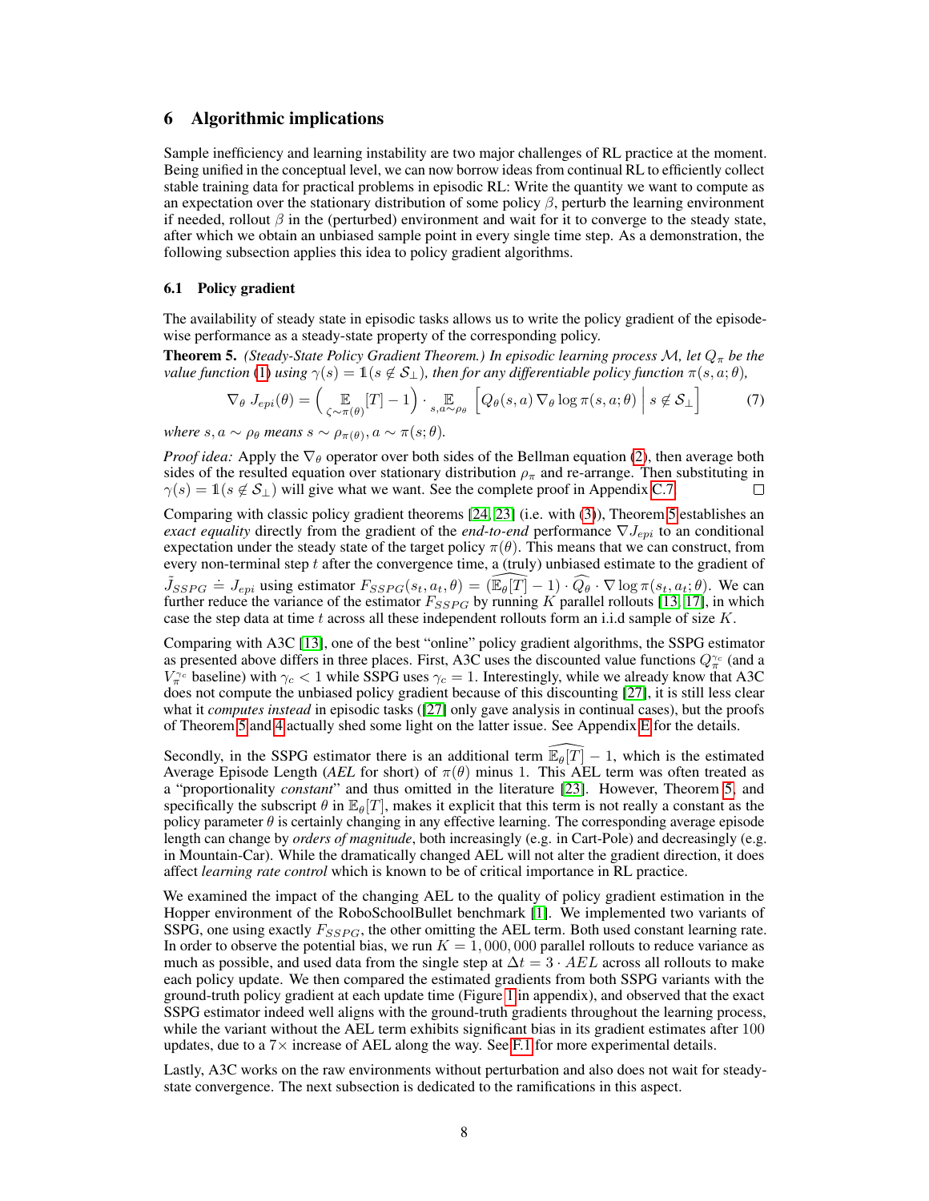## 6 Algorithmic implications

Sample inefficiency and learning instability are two major challenges of RL practice at the moment. Being unified in the conceptual level, we can now borrow ideas from continual RL to efficiently collect stable training data for practical problems in episodic RL: Write the quantity we want to compute as an expectation over the stationary distribution of some policy $\beta$, perturb the learning environment if needed, rollout $\beta$ in the (perturbed) environment and wait for it to converge to the steady state, after which we obtain an unbiased sample point in every single time step. As a demonstration, the following subsection applies this idea to policy gradient algorithms.

### 6.1 Policy gradient

The availability of steady state in episodic tasks allows us to write the policy gradient of the episode-wise performance as a steady-state property of the corresponding policy.

**Theorem 5.** *(Steady-State Policy Gradient Theorem.) In episodic learning process $\mathcal{M}$, let $Q_\pi$ be the value function (1) using $\gamma(s) = \mathbb{1}(s \notin \mathcal{S}_\perp)$, then for any differentiable policy function $\pi(s, a; \theta)$,*

$$\nabla_\theta \, J_{epi}(\theta) = \Big( \mathop{\mathbb{E}}_{\zeta \sim \pi(\theta)}[T] - 1 \Big) \cdot \mathop{\mathbb{E}}_{s,a \sim \rho_\theta} \Big[ Q_\theta(s,a) \, \nabla_\theta \log \pi(s,a;\theta) \; \Big| \; s \notin \mathcal{S}_\perp \Big] \tag{7}$$

*where $s, a \sim \rho_\theta$ means $s \sim \rho_{\pi(\theta)}, a \sim \pi(s; \theta)$.*

*Proof idea:* Apply the $\nabla_\theta$ operator over both sides of the Bellman equation (2), then average both sides of the resulted equation over stationary distribution $\rho_\pi$ and re-arrange. Then substituting in $\gamma(s) = \mathbb{1}(s \notin \mathcal{S}_\perp)$ will give what we want. See the complete proof in Appendix C.7. □

Comparing with classic policy gradient theorems [24, 23] (i.e. with (3)), Theorem 5 establishes an *exact equality* directly from the gradient of the *end-to-end* performance $\nabla J_{epi}$ to an conditional expectation under the steady state of the target policy $\pi(\theta)$. This means that we can construct, from every non-terminal step $t$ after the convergence time, a (truly) unbiased estimate to the gradient of $\tilde{J}_{SSPG} \doteq J_{epi}$ using estimator $F_{SSPG}(s_t, a_t, \theta) = (\widehat{\mathbb{E}_\theta[T]} - 1) \cdot \widehat{Q_\theta} \cdot \nabla \log \pi(s_t, a_t; \theta)$. We can further reduce the variance of the estimator $F_{SSPG}$ by running $K$ parallel rollouts [13, 17], in which case the step data at time $t$ across all these independent rollouts form an i.i.d sample of size $K$.

Comparing with A3C [13], one of the best "online" policy gradient algorithms, the SSPG estimator as presented above differs in three places. First, A3C uses the discounted value functions $Q_\pi^{\gamma_c}$ (and a $V_\pi^{\gamma_c}$ baseline) with $\gamma_c < 1$ while SSPG uses $\gamma_c = 1$. Interestingly, while we already know that A3C does not compute the unbiased policy gradient because of this discounting [27], it is still less clear what it *computes instead* in episodic tasks ([27] only gave analysis in continual cases), but the proofs of Theorem 5 and 4 actually shed some light on the latter issue. See Appendix E for the details.

Secondly, in the SSPG estimator there is an additional term $\widehat{\mathbb{E}_\theta[T]} - 1$, which is the estimated Average Episode Length (*AEL* for short) of $\pi(\theta)$ minus 1. This AEL term was often treated as a "proportionality *constant*" and thus omitted in the literature [23]. However, Theorem 5, and specifically the subscript $\theta$ in $\mathbb{E}_\theta[T]$, makes it explicit that this term is not really a constant as the policy parameter $\theta$ is certainly changing in any effective learning. The corresponding average episode length can change by *orders of magnitude*, both increasingly (e.g. in Cart-Pole) and decreasingly (e.g. in Mountain-Car). While the dramatically changed AEL will not alter the gradient direction, it does affect *learning rate control* which is known to be of critical importance in RL practice.

We examined the impact of the changing AEL to the quality of policy gradient estimation in the Hopper environment of the RoboSchoolBullet benchmark [1]. We implemented two variants of SSPG, one using exactly $F_{SSPG}$, the other omitting the AEL term. Both used constant learning rate. In order to observe the potential bias, we run $K = 1,000,000$ parallel rollouts to reduce variance as much as possible, and used data from the single step at $\Delta t = 3 \cdot AEL$ across all rollouts to make each policy update. We then compared the estimated gradients from both SSPG variants with the ground-truth policy gradient at each update time (Figure 1 in appendix), and observed that the exact SSPG estimator indeed well aligns with the ground-truth gradients throughout the learning process, while the variant without the AEL term exhibits significant bias in its gradient estimates after 100 updates, due to a 7× increase of AEL along the way. See F.1 for more experimental details.

Lastly, A3C works on the raw environments without perturbation and also does not wait for steady-state convergence. The next subsection is dedicated to the ramifications in this aspect.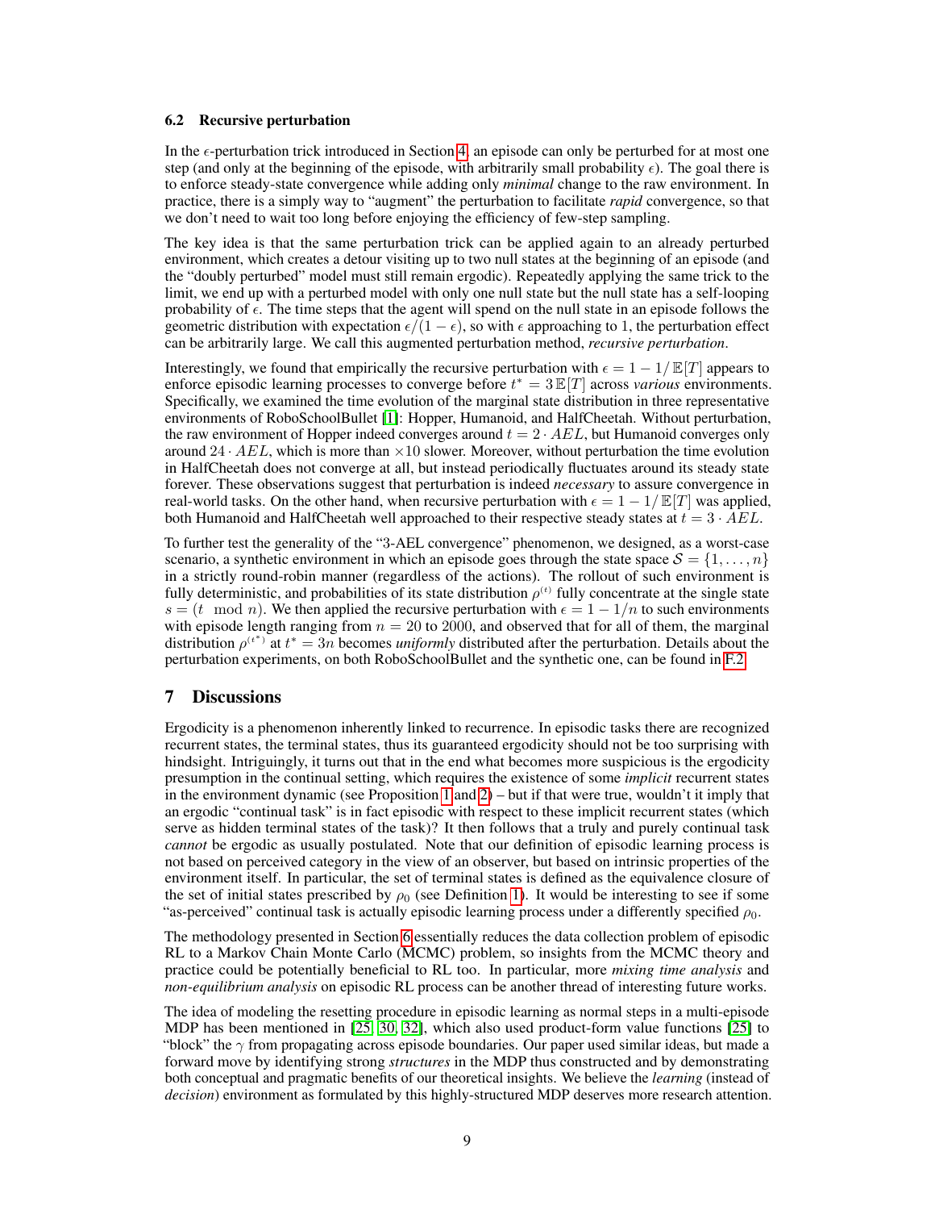### 6.2 Recursive perturbation

In the $\epsilon$-perturbation trick introduced in Section 4, an episode can only be perturbed for at most one step (and only at the beginning of the episode, with arbitrarily small probability $\epsilon$). The goal there is to enforce steady-state convergence while adding only *minimal* change to the raw environment. In practice, there is a simply way to "augment" the perturbation to facilitate *rapid* convergence, so that we don't need to wait too long before enjoying the efficiency of few-step sampling.

The key idea is that the same perturbation trick can be applied again to an already perturbed environment, which creates a detour visiting up to two null states at the beginning of an episode (and the "doubly perturbed" model must still remain ergodic). Repeatedly applying the same trick to the limit, we end up with a perturbed model with only one null state but the null state has a self-looping probability of $\epsilon$. The time steps that the agent will spend on the null state in an episode follows the geometric distribution with expectation $\epsilon/(1-\epsilon)$, so with $\epsilon$ approaching to 1, the perturbation effect can be arbitrarily large. We call this augmented perturbation method, *recursive perturbation*.

Interestingly, we found that empirically the recursive perturbation with $\epsilon = 1 - 1/\mathbb{E}[T]$ appears to enforce episodic learning processes to converge before $t^* = 3\,\mathbb{E}[T]$ across *various* environments. Specifically, we examined the time evolution of the marginal state distribution in three representative environments of RoboSchoolBullet [1]: Hopper, Humanoid, and HalfCheetah. Without perturbation, the raw environment of Hopper indeed converges around $t = 2 \cdot AEL$, but Humanoid converges only around $24 \cdot AEL$, which is more than $\times 10$ slower. Moreover, without perturbation the time evolution in HalfCheetah does not converge at all, but instead periodically fluctuates around its steady state forever. These observations suggest that perturbation is indeed *necessary* to assure convergence in real-world tasks. On the other hand, when recursive perturbation with $\epsilon = 1 - 1/\mathbb{E}[T]$ was applied, both Humanoid and HalfCheetah well approached to their respective steady states at $t = 3 \cdot AEL$.

To further test the generality of the "3-AEL convergence" phenomenon, we designed, as a worst-case scenario, a synthetic environment in which an episode goes through the state space $\mathcal{S} = \{1, \ldots, n\}$ in a strictly round-robin manner (regardless of the actions). The rollout of such environment is fully deterministic, and probabilities of its state distribution $\rho^{(t)}$ fully concentrate at the single state $s = (t \mod n)$. We then applied the recursive perturbation with $\epsilon = 1 - 1/n$ to such environments with episode length ranging from $n = 20$ to 2000, and observed that for all of them, the marginal distribution $\rho^{(t^*)}$ at $t^* = 3n$ becomes *uniformly* distributed after the perturbation. Details about the perturbation experiments, on both RoboSchoolBullet and the synthetic one, can be found in F.2.

## 7 Discussions

Ergodicity is a phenomenon inherently linked to recurrence. In episodic tasks there are recognized recurrent states, the terminal states, thus its guaranteed ergodicity should not be too surprising with hindsight. Intriguingly, it turns out that in the end what becomes more suspicious is the ergodicity presumption in the continual setting, which requires the existence of some *implicit* recurrent states in the environment dynamic (see Proposition 1 and 2) – but if that were true, wouldn't it imply that an ergodic "continual task" is in fact episodic with respect to these implicit recurrent states (which serve as hidden terminal states of the task)? It then follows that a truly and purely continual task *cannot* be ergodic as usually postulated. Note that our definition of episodic learning process is not based on perceived category in the view of an observer, but based on intrinsic properties of the environment itself. In particular, the set of terminal states is defined as the equivalence closure of the set of initial states prescribed by $\rho_0$ (see Definition 1). It would be interesting to see if some "as-perceived" continual task is actually episodic learning process under a differently specified $\rho_0$.

The methodology presented in Section 6 essentially reduces the data collection problem of episodic RL to a Markov Chain Monte Carlo (MCMC) problem, so insights from the MCMC theory and practice could be potentially beneficial to RL too. In particular, more *mixing time analysis* and *non-equilibrium analysis* on episodic RL process can be another thread of interesting future works.

The idea of modeling the resetting procedure in episodic learning as normal steps in a multi-episode MDP has been mentioned in [25, 30, 32], which also used product-form value functions [25] to "block" the $\gamma$ from propagating across episode boundaries. Our paper used similar ideas, but made a forward move by identifying strong *structures* in the MDP thus constructed and by demonstrating both conceptual and pragmatic benefits of our theoretical insights. We believe the *learning* (instead of *decision*) environment as formulated by this highly-structured MDP deserves more research attention.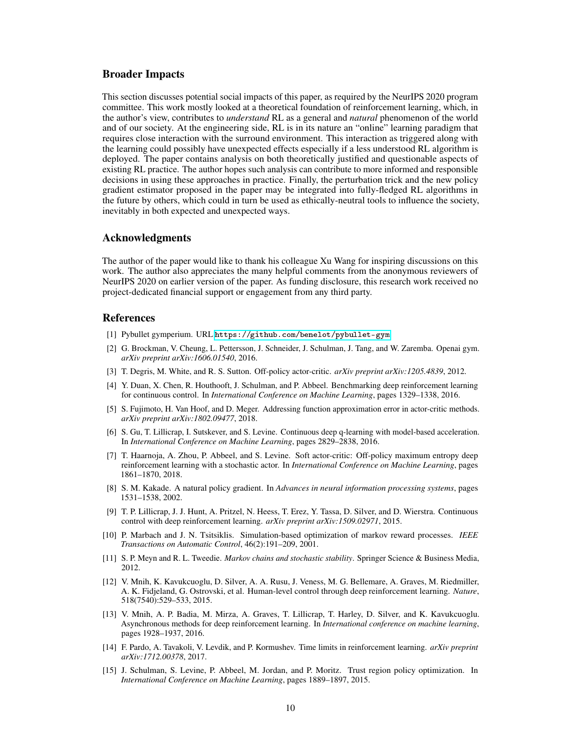## Broader Impacts

This section discusses potential social impacts of this paper, as required by the NeurIPS 2020 program committee. This work mostly looked at a theoretical foundation of reinforcement learning, which, in the author's view, contributes to *understand* RL as a general and *natural* phenomenon of the world and of our society. At the engineering side, RL is in its nature an "online" learning paradigm that requires close interaction with the surround environment. This interaction as triggered along with the learning could possibly have unexpected effects especially if a less understood RL algorithm is deployed. The paper contains analysis on both theoretically justified and questionable aspects of existing RL practice. The author hopes such analysis can contribute to more informed and responsible decisions in using these approaches in practice. Finally, the perturbation trick and the new policy gradient estimator proposed in the paper may be integrated into fully-fledged RL algorithms in the future by others, which could in turn be used as ethically-neutral tools to influence the society, inevitably in both expected and unexpected ways.

## Acknowledgments

The author of the paper would like to thank his colleague Xu Wang for inspiring discussions on this work. The author also appreciates the many helpful comments from the anonymous reviewers of NeurIPS 2020 on earlier version of the paper. As funding disclosure, this research work received no project-dedicated financial support or engagement from any third party.

## References

[1] Pybullet gymperium. URL https://github.com/benelot/pybullet-gym.

[2] G. Brockman, V. Cheung, L. Pettersson, J. Schneider, J. Schulman, J. Tang, and W. Zaremba. Openai gym. *arXiv preprint arXiv:1606.01540*, 2016.

[3] T. Degris, M. White, and R. S. Sutton. Off-policy actor-critic. *arXiv preprint arXiv:1205.4839*, 2012.

[4] Y. Duan, X. Chen, R. Houthooft, J. Schulman, and P. Abbeel. Benchmarking deep reinforcement learning for continuous control. In *International Conference on Machine Learning*, pages 1329–1338, 2016.

[5] S. Fujimoto, H. Van Hoof, and D. Meger. Addressing function approximation error in actor-critic methods. *arXiv preprint arXiv:1802.09477*, 2018.

[6] S. Gu, T. Lillicrap, I. Sutskever, and S. Levine. Continuous deep q-learning with model-based acceleration. In *International Conference on Machine Learning*, pages 2829–2838, 2016.

[7] T. Haarnoja, A. Zhou, P. Abbeel, and S. Levine. Soft actor-critic: Off-policy maximum entropy deep reinforcement learning with a stochastic actor. In *International Conference on Machine Learning*, pages 1861–1870, 2018.

[8] S. M. Kakade. A natural policy gradient. In *Advances in neural information processing systems*, pages 1531–1538, 2002.

[9] T. P. Lillicrap, J. J. Hunt, A. Pritzel, N. Heess, T. Erez, Y. Tassa, D. Silver, and D. Wierstra. Continuous control with deep reinforcement learning. *arXiv preprint arXiv:1509.02971*, 2015.

[10] P. Marbach and J. N. Tsitsiklis. Simulation-based optimization of markov reward processes. *IEEE Transactions on Automatic Control*, 46(2):191–209, 2001.

[11] S. P. Meyn and R. L. Tweedie. *Markov chains and stochastic stability*. Springer Science & Business Media, 2012.

[12] V. Mnih, K. Kavukcuoglu, D. Silver, A. A. Rusu, J. Veness, M. G. Bellemare, A. Graves, M. Riedmiller, A. K. Fidjeland, G. Ostrovski, et al. Human-level control through deep reinforcement learning. *Nature*, 518(7540):529–533, 2015.

[13] V. Mnih, A. P. Badia, M. Mirza, A. Graves, T. Lillicrap, T. Harley, D. Silver, and K. Kavukcuoglu. Asynchronous methods for deep reinforcement learning. In *International conference on machine learning*, pages 1928–1937, 2016.

[14] F. Pardo, A. Tavakoli, V. Levdik, and P. Kormushev. Time limits in reinforcement learning. *arXiv preprint arXiv:1712.00378*, 2017.

[15] J. Schulman, S. Levine, P. Abbeel, M. Jordan, and P. Moritz. Trust region policy optimization. In *International Conference on Machine Learning*, pages 1889–1897, 2015.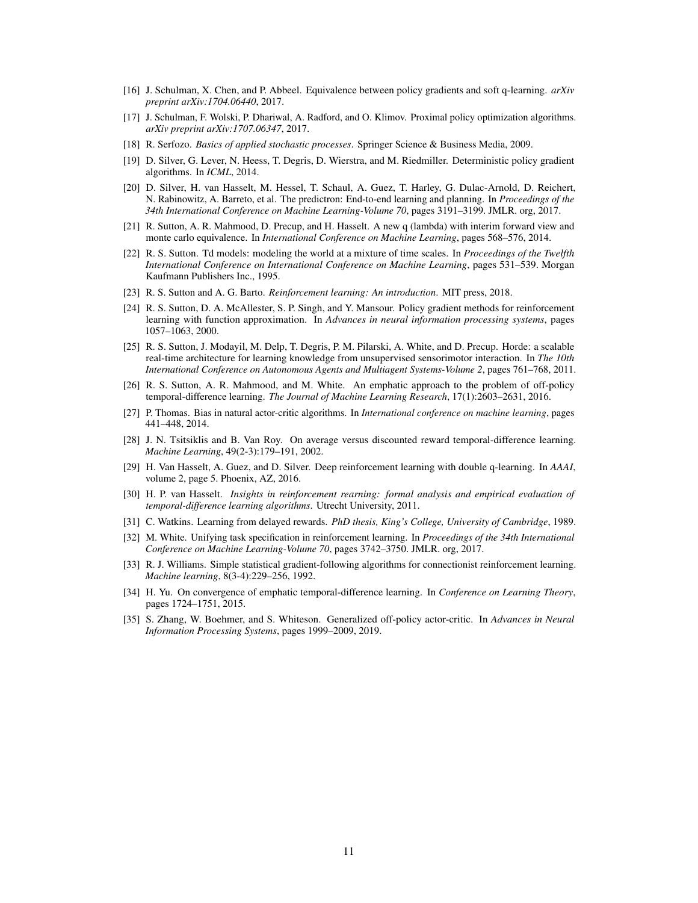[16] J. Schulman, X. Chen, and P. Abbeel. Equivalence between policy gradients and soft q-learning. *arXiv preprint arXiv:1704.06440*, 2017.

[17] J. Schulman, F. Wolski, P. Dhariwal, A. Radford, and O. Klimov. Proximal policy optimization algorithms. *arXiv preprint arXiv:1707.06347*, 2017.

[18] R. Serfozo. *Basics of applied stochastic processes*. Springer Science & Business Media, 2009.

[19] D. Silver, G. Lever, N. Heess, T. Degris, D. Wierstra, and M. Riedmiller. Deterministic policy gradient algorithms. In *ICML*, 2014.

[20] D. Silver, H. van Hasselt, M. Hessel, T. Schaul, A. Guez, T. Harley, G. Dulac-Arnold, D. Reichert, N. Rabinowitz, A. Barreto, et al. The predictron: End-to-end learning and planning. In *Proceedings of the 34th International Conference on Machine Learning-Volume 70*, pages 3191–3199. JMLR. org, 2017.

[21] R. Sutton, A. R. Mahmood, D. Precup, and H. Hasselt. A new q (lambda) with interim forward view and monte carlo equivalence. In *International Conference on Machine Learning*, pages 568–576, 2014.

[22] R. S. Sutton. Td models: modeling the world at a mixture of time scales. In *Proceedings of the Twelfth International Conference on International Conference on Machine Learning*, pages 531–539. Morgan Kaufmann Publishers Inc., 1995.

[23] R. S. Sutton and A. G. Barto. *Reinforcement learning: An introduction*. MIT press, 2018.

[24] R. S. Sutton, D. A. McAllester, S. P. Singh, and Y. Mansour. Policy gradient methods for reinforcement learning with function approximation. In *Advances in neural information processing systems*, pages 1057–1063, 2000.

[25] R. S. Sutton, J. Modayil, M. Delp, T. Degris, P. M. Pilarski, A. White, and D. Precup. Horde: a scalable real-time architecture for learning knowledge from unsupervised sensorimotor interaction. In *The 10th International Conference on Autonomous Agents and Multiagent Systems-Volume 2*, pages 761–768, 2011.

[26] R. S. Sutton, A. R. Mahmood, and M. White. An emphatic approach to the problem of off-policy temporal-difference learning. *The Journal of Machine Learning Research*, 17(1):2603–2631, 2016.

[27] P. Thomas. Bias in natural actor-critic algorithms. In *International conference on machine learning*, pages 441–448, 2014.

[28] J. N. Tsitsiklis and B. Van Roy. On average versus discounted reward temporal-difference learning. *Machine Learning*, 49(2-3):179–191, 2002.

[29] H. Van Hasselt, A. Guez, and D. Silver. Deep reinforcement learning with double q-learning. In *AAAI*, volume 2, page 5. Phoenix, AZ, 2016.

[30] H. P. van Hasselt. *Insights in reinforcement rearning: formal analysis and empirical evaluation of temporal-difference learning algorithms*. Utrecht University, 2011.

[31] C. Watkins. Learning from delayed rewards. *PhD thesis, King's College, University of Cambridge*, 1989.

[32] M. White. Unifying task specification in reinforcement learning. In *Proceedings of the 34th International Conference on Machine Learning-Volume 70*, pages 3742–3750. JMLR. org, 2017.

[33] R. J. Williams. Simple statistical gradient-following algorithms for connectionist reinforcement learning. *Machine learning*, 8(3-4):229–256, 1992.

[34] H. Yu. On convergence of emphatic temporal-difference learning. In *Conference on Learning Theory*, pages 1724–1751, 2015.

[35] S. Zhang, W. Boehmer, and S. Whiteson. Generalized off-policy actor-critic. In *Advances in Neural Information Processing Systems*, pages 1999–2009, 2019.